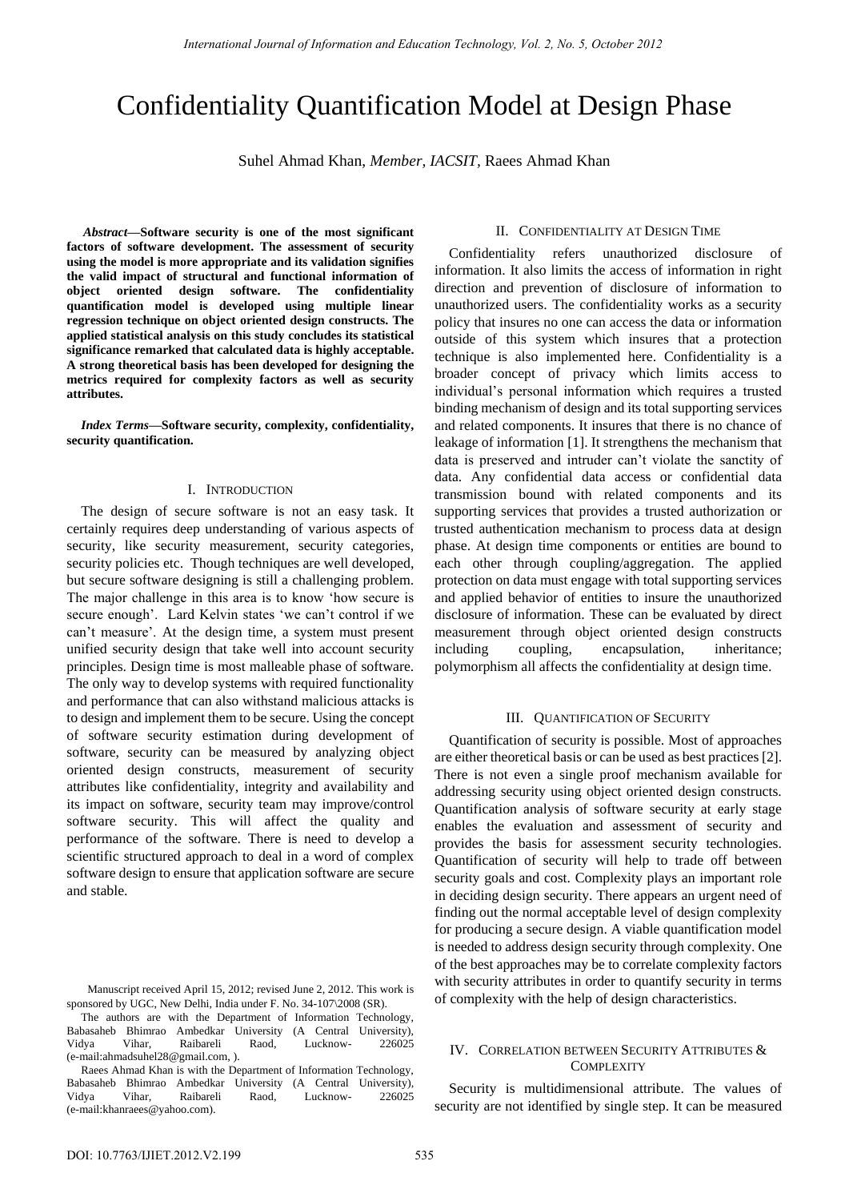# Confidentiality Quantification Model at Design Phase

Suhel Ahmad Khan, *Member, IACSIT,* Raees Ahmad Khan

***Abstract*—Software security is one of the most significant factors of software development. The assessment of security using the model is more appropriate and its validation signifies the valid impact of structural and functional information of object oriented design software. The confidentiality quantification model is developed using multiple linear regression technique on object oriented design constructs. The applied statistical analysis on this study concludes its statistical significance remarked that calculated data is highly acceptable. A strong theoretical basis has been developed for designing the metrics required for complexity factors as well as security attributes.**

***Index Terms*—Software security, complexity, confidentiality, security quantification.**

## I. Introduction

The design of secure software is not an easy task. It certainly requires deep understanding of various aspects of security, like security measurement, security categories, security policies etc. Though techniques are well developed, but secure software designing is still a challenging problem. The major challenge in this area is to know 'how secure is secure enough'. Lard Kelvin states 'we can't control if we can't measure'. At the design time, a system must present unified security design that take well into account security principles. Design time is most malleable phase of software. The only way to develop systems with required functionality and performance that can also withstand malicious attacks is to design and implement them to be secure. Using the concept of software security estimation during development of software, security can be measured by analyzing object oriented design constructs, measurement of security attributes like confidentiality, integrity and availability and its impact on software, security team may improve/control software security. This will affect the quality and performance of the software. There is need to develop a scientific structured approach to deal in a word of complex software design to ensure that application software are secure and stable.

Manuscript received April 15, 2012; revised June 2, 2012. This work is sponsored by UGC, New Delhi, India under F. No. 34-107\2008 (SR).

The authors are with the Department of Information Technology, Babasaheb Bhimrao Ambedkar University (A Central University), Vidya Vihar, Raibareli Raod, Lucknow- 226025 (e-mail:ahmadsuhel28@gmail.com, ).

Raees Ahmad Khan is with the Department of Information Technology, Babasaheb Bhimrao Ambedkar University (A Central University), Vidya Vihar, Raibareli Raod, Lucknow- 226025 (e-mail:khanraees@yahoo.com).

## II. Confidentiality at Design Time

Confidentiality refers unauthorized disclosure of information. It also limits the access of information in right direction and prevention of disclosure of information to unauthorized users. The confidentiality works as a security policy that insures no one can access the data or information outside of this system which insures that a protection technique is also implemented here. Confidentiality is a broader concept of privacy which limits access to individual's personal information which requires a trusted binding mechanism of design and its total supporting services and related components. It insures that there is no chance of leakage of information [1]. It strengthens the mechanism that data is preserved and intruder can't violate the sanctity of data. Any confidential data access or confidential data transmission bound with related components and its supporting services that provides a trusted authorization or trusted authentication mechanism to process data at design phase. At design time components or entities are bound to each other through coupling/aggregation. The applied protection on data must engage with total supporting services and applied behavior of entities to insure the unauthorized disclosure of information. These can be evaluated by direct measurement through object oriented design constructs including coupling, encapsulation, inheritance; polymorphism all affects the confidentiality at design time.

## III. Quantification of Security

Quantification of security is possible. Most of approaches are either theoretical basis or can be used as best practices [2]. There is not even a single proof mechanism available for addressing security using object oriented design constructs. Quantification analysis of software security at early stage enables the evaluation and assessment of security and provides the basis for assessment security technologies. Quantification of security will help to trade off between security goals and cost. Complexity plays an important role in deciding design security. There appears an urgent need of finding out the normal acceptable level of design complexity for producing a secure design. A viable quantification model is needed to address design security through complexity. One of the best approaches may be to correlate complexity factors with security attributes in order to quantify security in terms of complexity with the help of design characteristics.

## IV. Correlation between Security Attributes & Complexity

Security is multidimensional attribute. The values of security are not identified by single step. It can be measured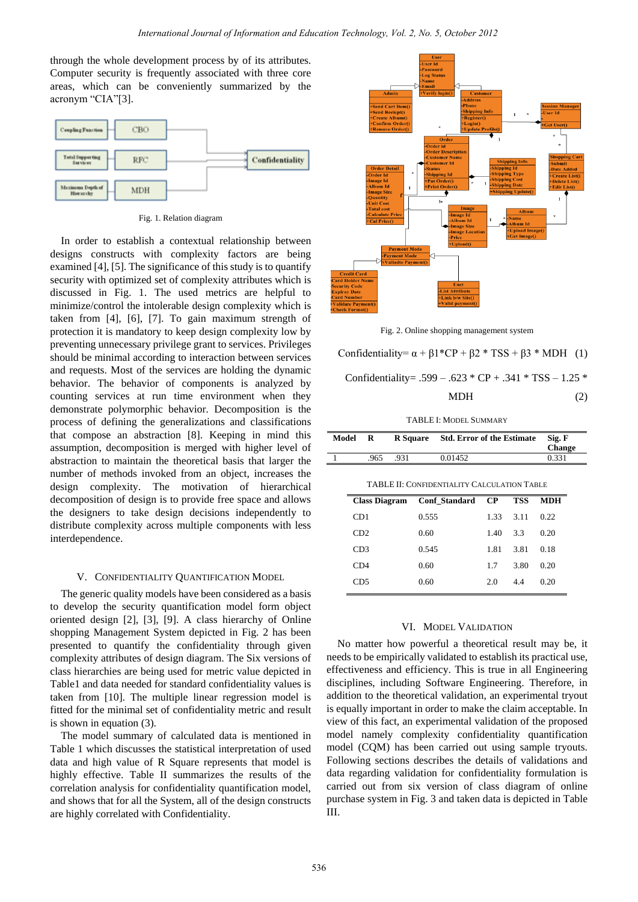through the whole development process by of its attributes. Computer security is frequently associated with three core areas, which can be conveniently summarized by the acronym "CIA"[3].

Fig. 1. Relation diagram

In order to establish a contextual relationship between designs constructs with complexity factors are being examined [4], [5]. The significance of this study is to quantify security with optimized set of complexity attributes which is discussed in Fig. 1. The used metrics are helpful to minimize/control the intolerable design complexity which is taken from [4], [6], [7]. To gain maximum strength of protection it is mandatory to keep design complexity low by preventing unnecessary privilege grant to services. Privileges should be minimal according to interaction between services and requests. Most of the services are holding the dynamic behavior. The behavior of components is analyzed by counting services at run time environment when they demonstrate polymorphic behavior. Decomposition is the process of defining the generalizations and classifications that compose an abstraction [8]. Keeping in mind this assumption, decomposition is merged with higher level of abstraction to maintain the theoretical basis that larger the number of methods invoked from an object, increases the design complexity. The motivation of hierarchical decomposition of design is to provide free space and allows the designers to take design decisions independently to distribute complexity across multiple components with less interdependence.

## V. Confidentiality Quantification Model

The generic quality models have been considered as a basis to develop the security quantification model form object oriented design [2], [3], [9]. A class hierarchy of Online shopping Management System depicted in Fig. 2 has been presented to quantify the confidentiality through given complexity attributes of design diagram. The Six versions of class hierarchies are being used for metric value depicted in Table1 and data needed for standard confidentiality values is taken from [10]. The multiple linear regression model is fitted for the minimal set of confidentiality metric and result is shown in equation (3).

The model summary of calculated data is mentioned in Table 1 which discusses the statistical interpretation of used data and high value of R Square represents that model is highly effective. Table II summarizes the results of the correlation analysis for confidentiality quantification model, and shows that for all the System, all of the design constructs are highly correlated with Confidentiality.

Fig. 2. Online shopping management system

$$\text{Confidentiality} = \alpha + \beta 1 * CP + \beta 2 * TSS + \beta 3 * MDH \quad (1)$$

$$\text{Confidentiality} = .599 - .623 * CP + .341 * TSS - 1.25 * MDH \quad (2)$$

TABLE I: Model Summary

| Model | R | R Square | Std. Error of the Estimate | Sig. F Change |
|---|---|---|---|---|
| 1 | .965 | .931 | 0.01452 | 0.331 |

TABLE II: Confidentiality Calculation Table

| Class Diagram | Conf_Standard | CP | TSS | MDH |
|---|---|---|---|---|
| CD1 | 0.555 | 1.33 | 3.11 | 0.22 |
| CD2 | 0.60 | 1.40 | 3.3 | 0.20 |
| CD3 | 0.545 | 1.81 | 3.81 | 0.18 |
| CD4 | 0.60 | 1.7 | 3.80 | 0.20 |
| CD5 | 0.60 | 2.0 | 4.4 | 0.20 |

## VI. Model Validation

No matter how powerful a theoretical result may be, it needs to be empirically validated to establish its practical use, effectiveness and efficiency. This is true in all Engineering disciplines, including Software Engineering. Therefore, in addition to the theoretical validation, an experimental tryout is equally important in order to make the claim acceptable. In view of this fact, an experimental validation of the proposed model namely complexity confidentiality quantification model (CQM) has been carried out using sample tryouts. Following sections describes the details of validations and data regarding validation for confidentiality formulation is carried out from six version of class diagram of online purchase system in Fig. 3 and taken data is depicted in Table III.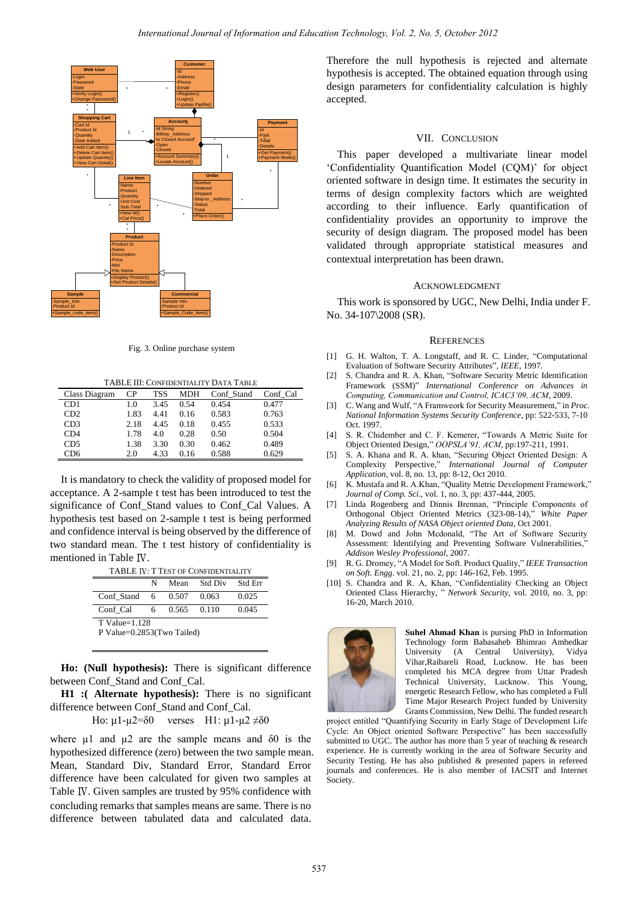Web User
-Login
-Password
-State
+Verify Login()
+Change Password()

Customer
-Id
-Address
-Phone
-Email
+Register()
+Login()
+Update Profile()

Shopping Cart
-Cart Id
-Product Id
-Quantity
-Date Added
+Add Cart Item()
+Delete Cart Item()
+Update Quantity()
+View Cart Detail()

Account
-Id String
-Billing _Address
-Is Closed Account
-Open
-Closed
+Account Summary()
+Locate Account()

Payment
-Id
-Paid
-Total
-Details
+Get Payment()
+Payment Mode()

Line Item
-Name
-Product
-Quantity
-Unit Cost
-Sub Total
+New Id()
+Cal Price()

Order
-Number
-Ordered
-Shipped
-Ship-to _Address
-Status
-Total
+Place Order()

Product
-Product Id
-Name
-Description
-Price
-Mid
-File Name
+Display Product()
+Get Product Details()

Sample
-Sample_Info
-Product Id
+Sample_code_item()

Commercial
-Sample Info
-Product Id
+Sample_Code_Item()

Fig. 3. Online purchase system

TABLE III: CONFIDENTIALITY DATA TABLE

| Class Diagram | CP | TSS | MDH | Conf_Stand | Conf_Cal |
|---|---|---|---|---|---|
| CD1 | 1.0 | 3.45 | 0.54 | 0.454 | 0.477 |
| CD2 | 1.83 | 4.41 | 0.16 | 0.583 | 0.763 |
| CD3 | 2.18 | 4.45 | 0.18 | 0.455 | 0.533 |
| CD4 | 1.78 | 4.0 | 0.28 | 0.50 | 0.504 |
| CD5 | 1.38 | 3.30 | 0.30 | 0.462 | 0.489 |
| CD6 | 2.0 | 4.33 | 0.16 | 0.588 | 0.629 |

It is mandatory to check the validity of proposed model for acceptance. A 2-sample t test has been introduced to test the significance of Conf_Stand values to Conf_Cal Values. A hypothesis test based on 2-sample t test is being performed and confidence interval is being observed by the difference of two standard mean. The t test history of confidentiality is mentioned in Table Ⅳ.

TABLE Ⅳ: T TEST OF CONFIDENTIALITY

| | N | Mean | Std Div | Std Err |
|---|---|---|---|---|
| Conf_Stand | 6 | 0.507 | 0.063 | 0.025 |
| Conf_Cal | 6 | 0.565 | 0.110 | 0.045 |

T Value=1.128
P Value=0.2853(Two Tailed)

**Ho: (Null hypothesis):** There is significant difference between Conf_Stand and Conf_Cal.

**H1 :( Alternate hypothesis):** There is no significant difference between Conf_Stand and Conf_Cal.

$$\text{Ho: } \mu 1-\mu 2=\delta 0 \quad \text{verses} \quad \text{H1: } \mu 1-\mu 2 \neq \delta 0$$

where $\mu 1$ and $\mu 2$ are the sample means and $\delta 0$ is the hypothesized difference (zero) between the two sample mean. Mean, Standard Div, Standard Error, Standard Error difference have been calculated for given two samples at Table Ⅳ. Given samples are trusted by 95% confidence with concluding remarks that samples means are same. There is no difference between tabulated data and calculated data. Therefore the null hypothesis is rejected and alternate hypothesis is accepted. The obtained equation through using design parameters for confidentiality calculation is highly accepted.

## VII. CONCLUSION

This paper developed a multivariate linear model 'Confidentiality Quantification Model (CQM)' for object oriented software in design time. It estimates the security in terms of design complexity factors which are weighted according to their influence. Early quantification of confidentiality provides an opportunity to improve the security of design diagram. The proposed model has been validated through appropriate statistical measures and contextual interpretation has been drawn.

## ACKNOWLEDGMENT

This work is sponsored by UGC, New Delhi, India under F. No. 34-107\2008 (SR).

## REFERENCES

[1] G. H. Walton, T. A. Longstaff, and R. C. Linder, "Computational Evaluation of Software Security Attributes", *IEEE*, 1997.

[2] S. Chandra and R. A. Khan, "Software Security Metric Identification Framework (SSM)" *International Conference on Advances in Computing, Communication and Control, ICAC3'09, ACM*, 2009.

[3] C. Wang and Wulf, "A Framwork for Security Measurement," in *Proc. National Information Systems Security Conference*, pp: 522-533, 7-10 Oct. 1997.

[4] S. R. Chidember and C. F. Kemerer, "Towards A Metric Suite for Object Oriented Design," *OOPSLA'91, ACM*, pp:197-211, 1991.

[5] S. A. Khana and R. A. khan, "Securing Object Oriented Design: A Complexity Perspective," *International Journal of Computer Application*, vol. 8, no. 13, pp: 8-12, Oct 2010.

[6] K. Mustafa and R. A.Khan, "Quality Metric Development Framework," *Journal of Comp. Sci*., vol. 1, no. 3, pp: 437-444, 2005.

[7] Linda Rogenberg and Dinnis Brennan, "Principle Components of Orthogonal Object Oriented Metrics (323-08-14)," *White Paper Analyzing Results of NASA Object oriented Data*, Oct 2001.

[8] M. Dowd and John Mcdonald, "The Art of Software Security Assessment: Identifying and Preventing Software Vulnerabilities," *Addison Wesley Professional*, 2007.

[9] R. G. Dromey, "A Model for Soft. Product Quality," *IEEE Transaction on Soft. Engg*. vol. 21, no. 2, pp: 146-162, Feb. 1995.

[10] S. Chandra and R. A, Khan, "Confidentiality Checking an Object Oriented Class Hierarchy, " *Network Security*, vol. 2010, no. 3, pp: 16-20, March 2010.

**Suhel Ahmad Khan** is pursing PhD in Information Technology form Babasaheb Bhimrao Ambedkar University (A Central University), Vidya Vihar,Raibareli Road, Lucknow. He has been completed his MCA degree from Uttar Pradesh Technical University, Lucknow. This Young, energetic Research Fellow, who has completed a Full Time Major Research Project funded by University Grants Commission, New Delhi. The funded research project entitled "Quantifying Security in Early Stage of Development Life Cycle: An Object oriented Software Perspective" has been successfully submitted to UGC. The author has more than 5 year of teaching & research experience. He is currently working in the area of Software Security and Security Testing. He has also published & presented papers in refereed journals and conferences. He is also member of IACSIT and Internet Society.